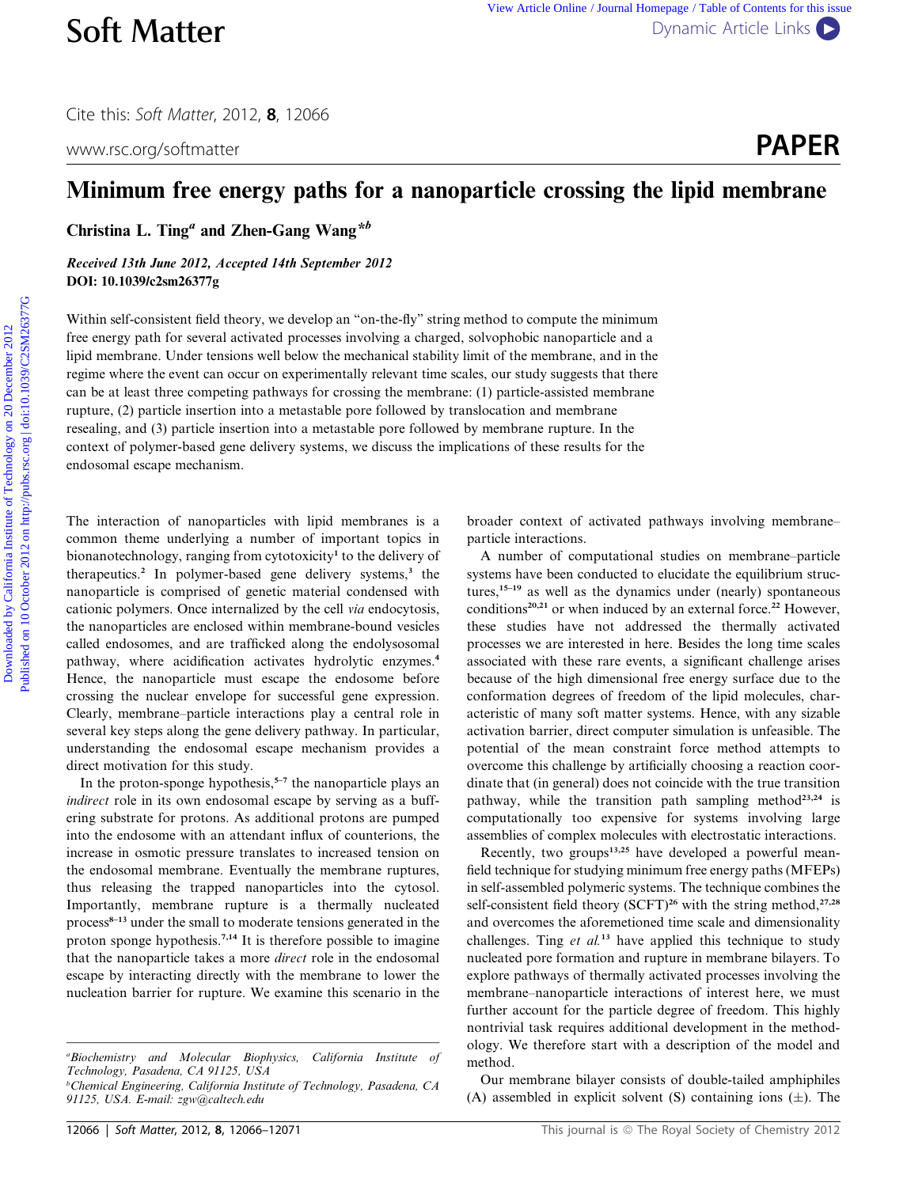# Minimum free energy paths for a nanoparticle crossing the lipid membrane

**Christina L. Ting[a] and Zhen-Gang Wang*[b]**

*Received 13th June 2012, Accepted 14th September 2012*
**DOI: 10.1039/c2sm26377g**

Within self-consistent field theory, we develop an "on-the-fly" string method to compute the minimum free energy path for several activated processes involving a charged, solvophobic nanoparticle and a lipid membrane. Under tensions well below the mechanical stability limit of the membrane, and in the regime where the event can occur on experimentally relevant time scales, our study suggests that there can be at least three competing pathways for crossing the membrane: (1) particle-assisted membrane rupture, (2) particle insertion into a metastable pore followed by translocation and membrane resealing, and (3) particle insertion into a metastable pore followed by membrane rupture. In the context of polymer-based gene delivery systems, we discuss the implications of these results for the endosomal escape mechanism.

The interaction of nanoparticles with lipid membranes is a common theme underlying a number of important topics in bionanotechnology, ranging from cytotoxicity[1] to the delivery of therapeutics.[2] In polymer-based gene delivery systems,[3] the nanoparticle is comprised of genetic material condensed with cationic polymers. Once internalized by the cell *via* endocytosis, the nanoparticles are enclosed within membrane-bound vesicles called endosomes, and are trafficked along the endolysosomal pathway, where acidification activates hydrolytic enzymes.[4] Hence, the nanoparticle must escape the endosome before crossing the nuclear envelope for successful gene expression. Clearly, membrane–particle interactions play a central role in several key steps along the gene delivery pathway. In particular, understanding the endosomal escape mechanism provides a direct motivation for this study.

In the proton-sponge hypothesis,[5–7] the nanoparticle plays an *indirect* role in its own endosomal escape by serving as a buffering substrate for protons. As additional protons are pumped into the endosome with an attendant influx of counterions, the increase in osmotic pressure translates to increased tension on the endosomal membrane. Eventually the membrane ruptures, thus releasing the trapped nanoparticles into the cytosol. Importantly, membrane rupture is a thermally nucleated process[8–13] under the small to moderate tensions generated in the proton sponge hypothesis.[7,14] It is therefore possible to imagine that the nanoparticle takes a more *direct* role in the endosomal escape by interacting directly with the membrane to lower the nucleation barrier for rupture. We examine this scenario in the broader context of activated pathways involving membrane–particle interactions.

A number of computational studies on membrane–particle systems have been conducted to elucidate the equilibrium structures,[15–19] as well as the dynamics under (nearly) spontaneous conditions[20,21] or when induced by an external force.[22] However, these studies have not addressed the thermally activated processes we are interested in here. Besides the long time scales associated with these rare events, a significant challenge arises because of the high dimensional free energy surface due to the conformation degrees of freedom of the lipid molecules, characteristic of many soft matter systems. Hence, with any sizable activation barrier, direct computer simulation is unfeasible. The potential of the mean constraint force method attempts to overcome this challenge by artificially choosing a reaction coordinate that (in general) does not coincide with the true transition pathway, while the transition path sampling method[23,24] is computationally too expensive for systems involving large assemblies of complex molecules with electrostatic interactions.

Recently, two groups[13,25] have developed a powerful mean-field technique for studying minimum free energy paths (MFEPs) in self-assembled polymeric systems. The technique combines the self-consistent field theory (SCFT)[26] with the string method,[27,28] and overcomes the aforementioned time scale and dimensionality challenges. Ting *et al.*[13] have applied this technique to study nucleated pore formation and rupture in membrane bilayers. To explore pathways of thermally activated processes involving the membrane–nanoparticle interactions of interest here, we must further account for the particle degree of freedom. This highly nontrivial task requires additional development in the methodology. We therefore start with a description of the model and method.

Our membrane bilayer consists of double-tailed amphiphiles (A) assembled in explicit solvent (S) containing ions (±). The

---

[a] Biochemistry and Molecular Biophysics, California Institute of Technology, Pasadena, CA 91125, USA
[b] Chemical Engineering, California Institute of Technology, Pasadena, CA 91125, USA. E-mail: zgw@caltech.edu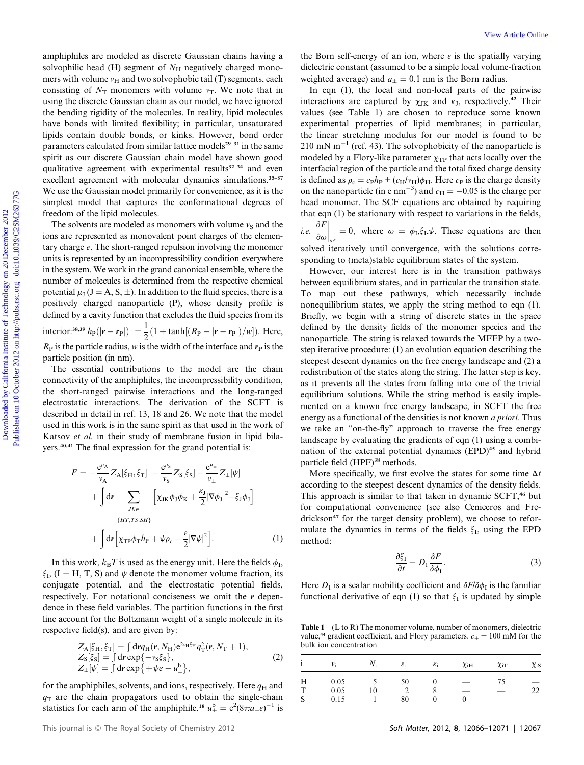amphiphiles are modeled as discrete Gaussian chains having a solvophilic head (H) segment of $N_H$ negatively charged monomers with volume $v_H$ and two solvophobic tail (T) segments, each consisting of $N_T$ monomers with volume $v_T$. We note that in using the discrete Gaussian chain as our model, we have ignored the bending rigidity of the molecules. In reality, lipid molecules have bonds with limited flexibility; in particular, unsaturated lipids contain double bonds, or kinks. However, bond order parameters calculated from similar lattice models[29–31] in the same spirit as our discrete Gaussian chain model have shown good qualitative agreement with experimental results[32–34] and even excellent agreement with molecular dynamics simulations.[35–37] We use the Gaussian model primarily for convenience, as it is the simplest model that captures the conformational degrees of freedom of the lipid molecules.

The solvents are modeled as monomers with volume $v_S$ and the ions are represented as monovalent point charges of the elementary charge $e$. The short-ranged repulsion involving the monomer units is represented by an incompressibility condition everywhere in the system. We work in the grand canonical ensemble, where the number of molecules is determined from the respective chemical potential $\mu_J$ (J = A, S, ±). In addition to the fluid species, there is a positively charged nanoparticle (P), whose density profile is defined by a cavity function that excludes the fluid species from its interior:[38,39] $h_P(|\boldsymbol{r} - \boldsymbol{r}_P|) = \frac{1}{2}(1 + \tanh[(R_P - |\boldsymbol{r} - \boldsymbol{r}_P|)/w])$. Here, $R_P$ is the particle radius, $w$ is the width of the interface and $\boldsymbol{r}_P$ is the particle position (in nm).

The essential contributions to the model are the chain connectivity of the amphiphiles, the incompressibility condition, the short-ranged pairwise interactions and the long-ranged electrostatic interactions. The derivation of the SCFT is described in detail in ref. 13, 18 and 26. We note that the model used in this work is in the same spirit as that used in the work of Katsov *et al.* in their study of membrane fusion in lipid bilayers.[40,41] The final expression for the grand potential is:

$$F = -\frac{e^{\mu_A}}{v_A} Z_A[\xi_H, \xi_T] - \frac{e^{\mu_S}}{v_S} Z_S[\xi_S] - \frac{e^{\mu_\pm}}{v_\pm} Z_\pm[\psi] + \int d\boldsymbol{r} \sum_{JK \in \{HT, TS, SH\}} \left[\chi_{JK}\phi_J\phi_K + \frac{\kappa_J}{2}|\nabla\phi_J|^2 - \xi_J\phi_J\right] + \int d\boldsymbol{r}\left[\chi_{TP}\phi_T h_P + \psi\rho_c - \frac{\varepsilon}{2}|\nabla\psi|^2\right]. \tag{1}$$

In this work, $k_BT$ is used as the energy unit. Here the fields $\phi_I$, $\xi_I$, (I = H, T, S) and $\psi$ denote the monomer volume fraction, its conjugate potential, and the electrostatic potential fields, respectively. For notational conciseness we omit the $\boldsymbol{r}$ dependence in these field variables. The partition functions in the first line account for the Boltzmann weight of a single molecule in its respective field(s), and are given by:

$$\begin{aligned} Z_A[\xi_H, \xi_T] &= \int d\boldsymbol{r} q_H(\boldsymbol{r}, N_H) e^{2 v_H \xi_H} q_T^2(\boldsymbol{r}, N_T + 1), \\ Z_S[\xi_S] &= \int d\boldsymbol{r} \exp\{-v_S\xi_S\}, \\ Z_\pm[\psi] &= \int d\boldsymbol{r} \exp\{\mp\psi e - u_\pm^b\}, \end{aligned} \tag{2}$$

for the amphiphiles, solvents, and ions, respectively. Here $q_H$ and $q_T$ are the chain propagators used to obtain the single-chain statistics for each arm of the amphiphile.[18] $u_\pm^b = e^2(8\pi a_\pm \varepsilon)^{-1}$ is the Born self-energy of an ion, where $\varepsilon$ is the spatially varying dielectric constant (assumed to be a simple local volume-fraction weighted average) and $a_\pm = 0.1$ nm is the Born radius.

In eqn (1), the local and non-local parts of the pairwise interactions are captured by $\chi_{JK}$ and $\kappa_J$, respectively.[42] Their values (see Table 1) are chosen to reproduce some known experimental properties of lipid membranes; in particular, the linear stretching modulus for our model is found to be 210 mN m$^{-1}$ (ref. 43). The solvophobicity of the nanoparticle is modeled by a Flory-like parameter $\chi_{TP}$ that acts locally over the interfacial region of the particle and the total fixed charge density is defined as $\rho_c = c_P h_P + (c_H/v_H)\phi_H$. Here $c_P$ is the charge density on the nanoparticle (in e nm$^{-3}$) and $c_H = -0.05$ is the charge per head monomer. The SCF equations are obtained by requiring that eqn (1) be stationary with respect to variations in the fields, *i.e.* $\left.\frac{\partial F}{\partial \omega}\right|_{\omega^*} = 0$, where $\omega = \phi_I, \xi_I, \psi$. These equations are then solved iteratively until convergence, with the solutions corresponding to (meta)stable equilibrium states of the system.

However, our interest here is in the transition pathways between equilibrium states, and in particular the transition state. To map out these pathways, which necessarily include nonequilibrium states, we apply the string method to eqn (1). Briefly, we begin with a string of discrete states in the space defined by the density fields of the monomer species and the nanoparticle. The string is relaxed towards the MFEP by a two-step iterative procedure: (1) an evolution equation describing the steepest descent dynamics on the free energy landscape and (2) a redistribution of the states along the string. The latter step is key, as it prevents all the states from falling into one of the trivial equilibrium solutions. While the string method is easily implemented on a known free energy landscape, in SCFT the free energy as a functional of the densities is not known *a priori*. Thus we take an "on-the-fly" approach to traverse the free energy landscape by evaluating the gradients of eqn (1) using a combination of the external potential dynamics (EPD)[45] and hybrid particle field (HPF)[38] methods.

More specifically, we first evolve the states for some time $\Delta t$ according to the steepest descent dynamics of the density fields. This approach is similar to that taken in dynamic SCFT,[46] but for computational convenience (see also Ceniceros and Fredrickson[47] for the target density problem), we choose to reformulate the dynamics in terms of the fields $\xi_I$, using the EPD method:

$$\frac{\partial \xi_I}{\partial t} = D_I \frac{\delta F}{\delta \phi_I}. \tag{3}$$

Here $D_I$ is a scalar mobility coefficient and $\delta F/\delta\phi_I$ is the familiar functional derivative of eqn (1) so that $\xi_I$ is updated by simple

Table 1 (L to R) The monomer volume, number of monomers, dielectric value,[44] gradient coefficient, and Flory parameters. $c_\pm = 100$ mM for the bulk ion concentration

| i | $v_i$ | $N_i$ | $\varepsilon_i$ | $\kappa_i$ | $\chi_{iH}$ | $\chi_{iT}$ | $\chi_{iS}$ |
|---|---|---|---|---|---|---|---|
| H | 0.05 | 5 | 50 | 0 | — | 75 | — |
| T | 0.05 | 10 | 2 | 8 | — | — | 22 |
| S | 0.15 | 1 | 80 | 0 | 0 | — | — |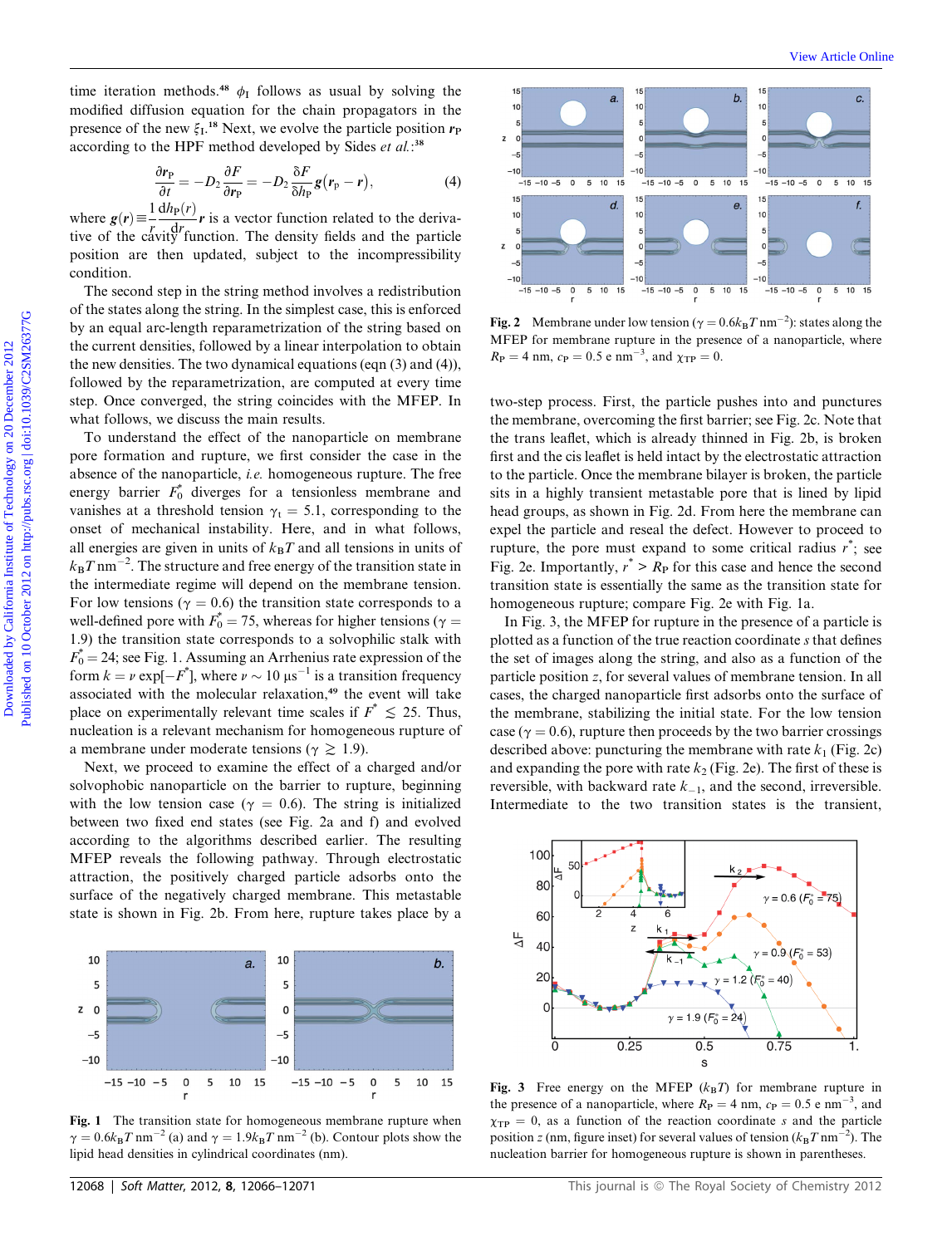time iteration methods.[48] $\phi_I$ follows as usual by solving the modified diffusion equation for the chain propagators in the presence of the new $\xi_I$.[18] Next, we evolve the particle position $\mathbf{r}_P$ according to the HPF method developed by Sides *et al.*:[38]

$$\frac{\partial \mathbf{r}_P}{\partial t} = -D_2 \frac{\partial F}{\partial \mathbf{r}_P} = -D_2 \frac{\delta F}{\delta h_P} \mathbf{g}(\mathbf{r}_P - \mathbf{r}), \qquad (4)$$

where $\mathbf{g}(\mathbf{r}) \equiv \frac{1}{r}\frac{\mathrm{d}h_P(r)}{\mathrm{d}r}\mathbf{r}$ is a vector function related to the derivative of the cavity function. The density fields and the particle position are then updated, subject to the incompressibility condition.

The second step in the string method involves a redistribution of the states along the string. In the simplest case, this is enforced by an equal arc-length reparametrization of the string based on the current densities, followed by a linear interpolation to obtain the new densities. The two dynamical equations (eqn (3) and (4)), followed by the reparametrization, are computed at every time step. Once converged, the string coincides with the MFEP. In what follows, we discuss the main results.

To understand the effect of the nanoparticle on membrane pore formation and rupture, we first consider the case in the absence of the nanoparticle, *i.e.* homogeneous rupture. The free energy barrier $F_0^*$ diverges for a tensionless membrane and vanishes at a threshold tension $\gamma_t = 5.1$, corresponding to the onset of mechanical instability. Here, and in what follows, all energies are given in units of $k_BT$ and all tensions in units of $k_BT\,\mathrm{nm}^{-2}$. The structure and free energy of the transition state in the intermediate regime will depend on the membrane tension. For low tensions ($\gamma = 0.6$) the transition state corresponds to a well-defined pore with $F_0^* = 75$, whereas for higher tensions ($\gamma = 1.9$) the transition state corresponds to a solvophilic stalk with $F_0^* = 24$; see Fig. 1. Assuming an Arrhenius rate expression of the form $k = \nu \exp[-F^*]$, where $\nu \sim 10\ \mu\mathrm{s}^{-1}$ is a transition frequency associated with the molecular relaxation,[49] the event will take place on experimentally relevant time scales if $F^* \lesssim 25$. Thus, nucleation is a relevant mechanism for homogeneous rupture of a membrane under moderate tensions ($\gamma \gtrsim 1.9$).

Next, we proceed to examine the effect of a charged and/or solvophobic nanoparticle on the barrier to rupture, beginning with the low tension case ($\gamma = 0.6$). The string is initialized between two fixed end states (see Fig. 2a and f) and evolved according to the algorithms described earlier. The resulting MFEP reveals the following pathway. Through electrostatic attraction, the positively charged particle adsorbs onto the surface of the negatively charged membrane. This metastable state is shown in Fig. 2b. From here, rupture takes place by a two-step process. First, the particle pushes into and punctures the membrane, overcoming the first barrier; see Fig. 2c. Note that the trans leaflet, which is already thinned in Fig. 2b, is broken first and the cis leaflet is held intact by the electrostatic attraction to the particle. Once the membrane bilayer is broken, the particle sits in a highly transient metastable pore that is lined by lipid head groups, as shown in Fig. 2d. From here the membrane can expel the particle and reseal the defect. However to proceed to rupture, the pore must expand to some critical radius $r^*$; see Fig. 2e. Importantly, $r^* > R_P$ for this case and hence the second transition state is essentially the same as the transition state for homogeneous rupture; compare Fig. 2e with Fig. 1a.

In Fig. 3, the MFEP for rupture in the presence of a particle is plotted as a function of the true reaction coordinate $s$ that defines the set of images along the string, and also as a function of the particle position $z$, for several values of membrane tension. In all cases, the charged nanoparticle first adsorbs onto the surface of the membrane, stabilizing the initial state. For the low tension case ($\gamma = 0.6$), rupture then proceeds by the two barrier crossings described above: puncturing the membrane with rate $k_1$ (Fig. 2c) and expanding the pore with rate $k_2$ (Fig. 2e). The first of these is reversible, with backward rate $k_{-1}$, and the second, irreversible. Intermediate to the two transition states is the transient,

**Fig. 1** The transition state for homogeneous membrane rupture when $\gamma = 0.6k_BT\,\mathrm{nm}^{-2}$ (a) and $\gamma = 1.9k_BT\,\mathrm{nm}^{-2}$ (b). Contour plots show the lipid head densities in cylindrical coordinates (nm).

**Fig. 2** Membrane under low tension ($\gamma = 0.6k_BT\,\mathrm{nm}^{-2}$): states along the MFEP for membrane rupture in the presence of a nanoparticle, where $R_P = 4$ nm, $c_P = 0.5$ e nm$^{-3}$, and $\chi_{TP} = 0$.

**Fig. 3** Free energy on the MFEP ($k_BT$) for membrane rupture in the presence of a nanoparticle, where $R_P = 4$ nm, $c_P = 0.5$ e nm$^{-3}$, and $\chi_{TP} = 0$, as a function of the reaction coordinate $s$ and the particle position $z$ (nm, figure inset) for several values of tension ($k_BT\,\mathrm{nm}^{-2}$). The nucleation barrier for homogeneous rupture is shown in parentheses.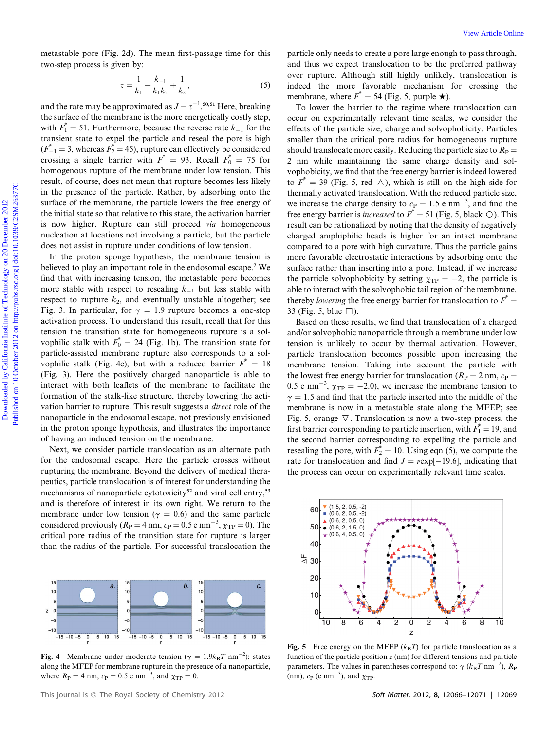metastable pore (Fig. 2d). The mean first-passage time for this two-step process is given by:

$$\tau = \frac{1}{k_1} + \frac{k_{-1}}{k_1 k_2} + \frac{1}{k_2}, \tag{5}$$

and the rate may be approximated as $J = \tau^{-1}$.[50,51] Here, breaking the surface of the membrane is the more energetically costly step, with $F_1^* = 51$. Furthermore, because the reverse rate $k_{-1}$ for the transient state to expel the particle and reseal the pore is high ($F_{-1}^* = 3$, whereas $F_2^* = 45$), rupture can effectively be considered crossing a single barrier with $F^* = 93$. Recall $F_0^* = 75$ for homogenous rupture of the membrane under low tension. This result, of course, does not mean that rupture becomes less likely in the presence of the particle. Rather, by adsorbing onto the surface of the membrane, the particle lowers the free energy of the initial state so that relative to this state, the activation barrier is now higher. Rupture can still proceed *via* homogeneous nucleation at locations not involving a particle, but the particle does not assist in rupture under conditions of low tension.

In the proton sponge hypothesis, the membrane tension is believed to play an important role in the endosomal escape.[7] We find that with increasing tension, the metastable pore becomes more stable with respect to resealing $k_{-1}$ but less stable with respect to rupture $k_2$, and eventually unstable altogether; see Fig. 3. In particular, for $\gamma = 1.9$ rupture becomes a one-step activation process. To understand this result, recall that for this tension the transition state for homogenous rupture is a solvophilic stalk with $F_0^* = 24$ (Fig. 1b). The transition state for particle-assisted membrane rupture also corresponds to a solvophilic stalk (Fig. 4c), but with a reduced barrier $F^* = 18$ (Fig. 3). Here the positively charged nanoparticle is able to interact with both leaflets of the membrane to facilitate the formation of the stalk-like structure, thereby lowering the activation barrier to rupture. This result suggests a *direct* role of the nanoparticle in the endosomal escape, not previously envisioned in the proton sponge hypothesis, and illustrates the importance of having an induced tension on the membrane.

Next, we consider particle translocation as an alternate path for the endosomal escape. Here the particle crosses without rupturing the membrane. Beyond the delivery of medical therapeutics, particle translocation is of interest for understanding the mechanisms of nanoparticle cytotoxicity[52] and viral cell entry,[53] and is therefore of interest in its own right. We return to the membrane under low tension ($\gamma = 0.6$) and the same particle considered previously ($R_P = 4$ nm, $c_P = 0.5$ e nm$^{-3}$, $\chi_{TP} = 0$). The critical pore radius of the transition state for rupture is larger than the radius of the particle. For successful translocation the particle only needs to create a pore large enough to pass through, and thus we expect translocation to be the preferred pathway over rupture. Although still highly unlikely, translocation is indeed the more favorable mechanism for crossing the membrane, where $F^* = 54$ (Fig. 5, purple ★).

**Fig. 4** Membrane under moderate tension ($\gamma = 1.9 k_BT$ nm$^{-2}$): states along the MFEP for membrane rupture in the presence of a nanoparticle, where $R_P = 4$ nm, $c_P = 0.5$ e nm$^{-3}$, and $\chi_{TP} = 0$.

To lower the barrier to the regime where translocation can occur on experimentally relevant time scales, we consider the effects of the particle size, charge and solvophobicity. Particles smaller than the critical pore radius for homogenous rupture should translocate more easily. Reducing the particle size to $R_P = 2$ nm while maintaining the same charge density and solvophobicity, we find that the free energy barrier is indeed lowered to $F^* = 39$ (Fig. 5, red △), which is still on the high side for thermally activated translocation. With the reduced particle size, we increase the charge density to $c_P = 1.5$ e nm$^{-3}$, and find the free energy barrier is *increased* to $F^* = 51$ (Fig. 5, black ○). This result can be rationalized by noting that the density of negatively charged amphiphilic heads is higher for an intact membrane compared to a pore with high curvature. Thus the particle gains more favorable electrostatic interactions by adsorbing onto the surface rather than inserting into a pore. Instead, if we increase the particle solvophobicity by setting $\chi_{TP} = -2$, the particle is able to interact with the solvophobic tail region of the membrane, thereby *lowering* the free energy barrier for translocation to $F^* = 33$ (Fig. 5, blue □).

Based on these results, we find that translocation of a charged and/or solvophobic nanoparticle through a membrane under low tension is unlikely to occur by thermal activation. However, particle translocation becomes possible upon increasing the membrane tension. Taking into account the particle with the lowest free energy barrier for translocation ($R_P = 2$ nm, $c_P = 0.5$ e nm$^{-3}$, $\chi_{TP} = -2.0$), we increase the membrane tension to $\gamma = 1.5$ and find that the particle inserted into the middle of the membrane is now in a metastable state along the MFEP; see Fig. 5, orange ▽. Translocation is now a two-step process, the first barrier corresponding to particle insertion, with $F_1^* = 19$, and the second barrier corresponding to expelling the particle and resealing the pore, with $F_2^* = 10$. Using eqn (5), we compute the rate for translocation and find $J = \nu\exp[-19.6]$, indicating that the process can occur on experimentally relevant time scales.

**Fig. 5** Free energy on the MFEP ($k_BT$) for particle translocation as a function of the particle position $z$ (nm) for different tensions and particle parameters. The values in parentheses correspond to: $\gamma$ ($k_BT$ nm$^{-2}$), $R_P$ (nm), $c_P$ (e nm$^{-3}$), and $\chi_{TP}$.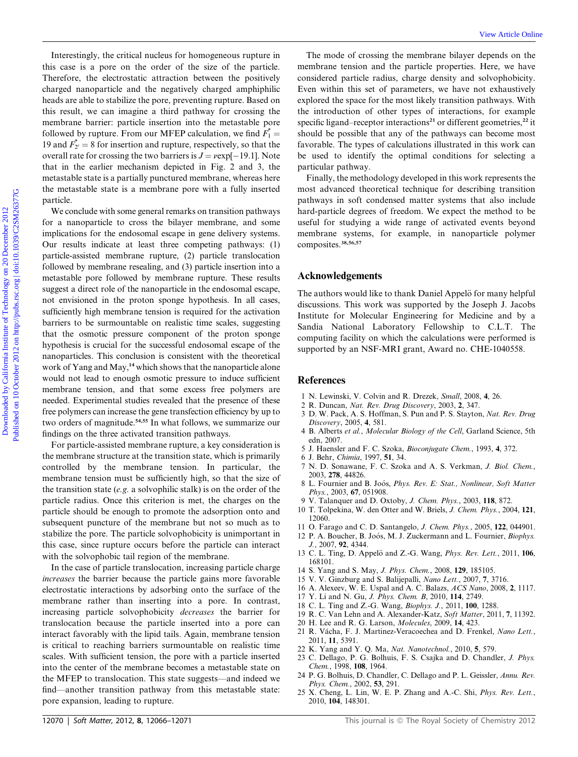Interestingly, the critical nucleus for homogeneous rupture in this case is a pore on the order of the size of the particle. Therefore, the electrostatic attraction between the positively charged nanoparticle and the negatively charged amphiphilic heads are able to stabilize the pore, preventing rupture. Based on this result, we can imagine a third pathway for crossing the membrane barrier: particle insertion into the metastable pore followed by rupture. From our MFEP calculation, we find $F_1^* = 19$ and $F_{2'}^* = 8$ for insertion and rupture, respectively, so that the overall rate for crossing the two barriers is $J = \nu\exp[-19.1]$. Note that in the earlier mechanism depicted in Fig. 2 and 3, the metastable state is a partially punctured membrane, whereas here the metastable state is a membrane pore with a fully inserted particle.

We conclude with some general remarks on transition pathways for a nanoparticle to cross the bilayer membrane, and some implications for the endosomal escape in gene delivery systems. Our results indicate at least three competing pathways: (1) particle-assisted membrane rupture, (2) particle translocation followed by membrane resealing, and (3) particle insertion into a metastable pore followed by membrane rupture. These results suggest a direct role of the nanoparticle in the endosomal escape, not envisioned in the proton sponge hypothesis. In all cases, sufficiently high membrane tension is required for the activation barriers to be surmountable on realistic time scales, suggesting that the osmotic pressure component of the proton sponge hypothesis is crucial for the successful endosomal escape of the nanoparticles. This conclusion is consistent with the theoretical work of Yang and May,[14] which shows that the nanoparticle alone would not lead to enough osmotic pressure to induce sufficient membrane tension, and that some excess free polymers are needed. Experimental studies revealed that the presence of these free polymers can increase the gene transfection efficiency by up to two orders of magnitude.[54,55] In what follows, we summarize our findings on the three activated transition pathways.

For particle-assisted membrane rupture, a key consideration is the membrane structure at the transition state, which is primarily controlled by the membrane tension. In particular, the membrane tension must be sufficiently high, so that the size of the transition state (*e.g.* a solvophilic stalk) is on the order of the particle radius. Once this criterion is met, the charges on the particle should be enough to promote the adsorption onto and subsequent puncture of the membrane but not so much as to stabilize the pore. The particle solvophobicity is unimportant in this case, since rupture occurs before the particle can interact with the solvophobic tail region of the membrane.

In the case of particle translocation, increasing particle charge *increases* the barrier because the particle gains more favorable electrostatic interactions by adsorbing onto the surface of the membrane rather than inserting into a pore. In contrast, increasing particle solvophobicity *decreases* the barrier for translocation because the particle inserted into a pore can interact favorably with the lipid tails. Again, membrane tension is critical to reaching barriers surmountable on realistic time scales. With sufficient tension, the pore with a particle inserted into the center of the membrane becomes a metastable state on the MFEP to translocation. This state suggests—and indeed we find—another transition pathway from this metastable state: pore expansion, leading to rupture.

The mode of crossing the membrane bilayer depends on the membrane tension and the particle properties. Here, we have considered particle radius, charge density and solvophobicity. Even within this set of parameters, we have not exhaustively explored the space for the most likely transition pathways. With the introduction of other types of interactions, for example specific ligand–receptor interactions[21] or different geometries,[22] it should be possible that any of the pathways can become most favorable. The types of calculations illustrated in this work can be used to identify the optimal conditions for selecting a particular pathway.

Finally, the methodology developed in this work represents the most advanced theoretical technique for describing transition pathways in soft condensed matter systems that also include hard-particle degrees of freedom. We expect the method to be useful for studying a wide range of activated events beyond membrane systems, for example, in nanoparticle polymer composites.[38,56,57]

## Acknowledgements

The authors would like to thank Daniel Appelö for many helpful discussions. This work was supported by the Joseph J. Jacobs Institute for Molecular Engineering for Medicine and by a Sandia National Laboratory Fellowship to C.L.T. The computing facility on which the calculations were performed is supported by an NSF-MRI grant, Award no. CHE-1040558.

## References

1. N. Lewinski, V. Colvin and R. Drezek, *Small*, 2008, **4**, 26.
2. R. Duncan, *Nat. Rev. Drug Discovery*, 2003, **2**, 347.
3. D. W. Pack, A. S. Hoffman, S. Pun and P. S. Stayton, *Nat. Rev. Drug Discovery*, 2005, **4**, 581.
4. B. Alberts *et al.*, *Molecular Biology of the Cell*, Garland Science, 5th edn, 2007.
5. J. Haensler and F. C. Szoka, *Bioconjugate Chem.*, 1993, **4**, 372.
6. J. Behr, *Chimia*, 1997, **51**, 34.
7. N. D. Sonawane, F. C. Szoka and A. S. Verkman, *J. Biol. Chem.*, 2003, **278**, 44826.
8. L. Fournier and B. Joós, *Phys. Rev. E: Stat., Nonlinear, Soft Matter Phys.*, 2003, **67**, 051908.
9. V. Talanquer and D. Oxtoby, *J. Chem. Phys.*, 2003, **118**, 872.
10. T. Tolpekina, W. den Otter and W. Briels, *J. Chem. Phys.*, 2004, **121**, 12060.
11. O. Farago and C. D. Santangelo, *J. Chem. Phys.*, 2005, **122**, 044901.
12. P. A. Boucher, B. Joós, M. J. Zuckermann and L. Fournier, *Biophys. J.*, 2007, **92**, 4344.
13. C. L. Ting, D. Appelö and Z.-G. Wang, *Phys. Rev. Lett.*, 2011, **106**, 168101.
14. S. Yang and S. May, *J. Phys. Chem.*, 2008, **129**, 185105.
15. V. V. Ginzburg and S. Balijepalli, *Nano Lett.*, 2007, **7**, 3716.
16. A. Alexeev, W. E. Uspal and A. C. Balazs, *ACS Nano*, 2008, **2**, 1117.
17. Y. Li and N. Gu, *J. Phys. Chem. B*, 2010, **114**, 2749.
18. C. L. Ting and Z.-G. Wang, *Biophys. J.*, 2011, **100**, 1288.
19. R. C. Van Lehn and A. Alexander-Katz, *Soft Matter*, 2011, **7**, 11392.
20. H. Lee and R. G. Larson, *Molecules*, 2009, **14**, 423.
21. R. Vácha, F. J. Martinez-Veracoechea and D. Frenkel, *Nano Lett.*, 2011, **11**, 5391.
22. K. Yang and Y. Q. Ma, *Nat. Nanotechnol.*, 2010, **5**, 579.
23. C. Dellago, P. G. Bolhuis, F. S. Csajka and D. Chandler, *J. Phys. Chem.*, 1998, **108**, 1964.
24. P. G. Bolhuis, D. Chandler, C. Dellago and P. L. Geissler, *Annu. Rev. Phys. Chem.*, 2002, **53**, 291.
25. X. Cheng, L. Lin, W. E. P. Zhang and A.-C. Shi, *Phys. Rev. Lett.*, 2010, **104**, 148301.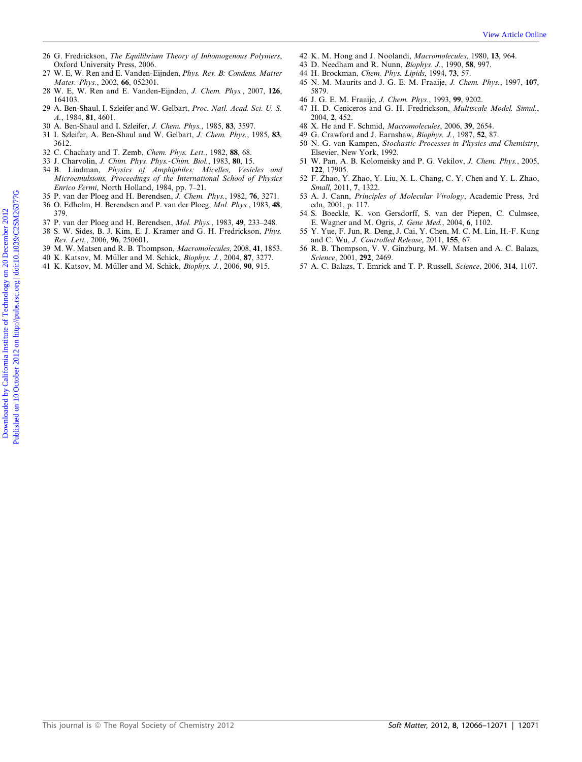26 G. Fredrickson, *The Equilibrium Theory of Inhomogenous Polymers*, Oxford University Press, 2006.
27 W. E, W. Ren and E. Vanden-Eijnden, *Phys. Rev. B: Condens. Matter Mater. Phys.*, 2002, **66**, 052301.
28 W. E, W. Ren and E. Vanden-Eijnden, *J. Chem. Phys.*, 2007, **126**, 164103.
29 A. Ben-Shaul, I. Szleifer and W. Gelbart, *Proc. Natl. Acad. Sci. U. S. A.*, 1984, **81**, 4601.
30 A. Ben-Shaul and I. Szleifer, *J. Chem. Phys.*, 1985, **83**, 3597.
31 I. Szleifer, A. Ben-Shaul and W. Gelbart, *J. Chem. Phys.*, 1985, **83**, 3612.
32 C. Chachaty and T. Zemb, *Chem. Phys. Lett.*, 1982, **88**, 68.
33 J. Charvolin, *J. Chim. Phys. Phys.-Chim. Biol.*, 1983, **80**, 15.
34 B. Lindman, *Physics of Amphiphiles: Micelles, Vesicles and Microemulsions, Proceedings of the International School of Physics Enrico Fermi*, North Holland, 1984, pp. 7–21.
35 P. van der Ploeg and H. Berendsen, *J. Chem. Phys.*, 1982, **76**, 3271.
36 O. Edholm, H. Berendsen and P. van der Ploeg, *Mol. Phys.*, 1983, **48**, 379.
37 P. van der Ploeg and H. Berendsen, *Mol. Phys.*, 1983, **49**, 233–248.
38 S. W. Sides, B. J. Kim, E. J. Kramer and G. H. Fredrickson, *Phys. Rev. Lett.*, 2006, **96**, 250601.
39 M. W. Matsen and R. B. Thompson, *Macromolecules*, 2008, **41**, 1853.
40 K. Katsov, M. Müller and M. Schick, *Biophys. J.*, 2004, **87**, 3277.
41 K. Katsov, M. Müller and M. Schick, *Biophys. J.*, 2006, **90**, 915.
42 K. M. Hong and J. Noolandi, *Macromolecules*, 1980, **13**, 964.
43 D. Needham and R. Nunn, *Biophys. J.*, 1990, **58**, 997.
44 H. Brockman, *Chem. Phys. Lipids*, 1994, **73**, 57.
45 N. M. Maurits and J. G. E. M. Fraaije, *J. Chem. Phys.*, 1997, **107**, 5879.
46 J. G. E. M. Fraaije, *J. Chem. Phys.*, 1993, **99**, 9202.
47 H. D. Ceniceros and G. H. Fredrickson, *Multiscale Model. Simul.*, 2004, **2**, 452.
48 X. He and F. Schmid, *Macromolecules*, 2006, **39**, 2654.
49 G. Crawford and J. Earnshaw, *Biophys. J.*, 1987, **52**, 87.
50 N. G. van Kampen, *Stochastic Processes in Physics and Chemistry*, Elsevier, New York, 1992.
51 W. Pan, A. B. Kolomeisky and P. G. Vekilov, *J. Chem. Phys.*, 2005, **122**, 17905.
52 F. Zhao, Y. Zhao, Y. Liu, X. L. Chang, C. Y. Chen and Y. L. Zhao, *Small*, 2011, **7**, 1322.
53 A. J. Cann, *Principles of Molecular Virology*, Academic Press, 3rd edn, 2001, p. 117.
54 S. Boeckle, K. von Gersdorff, S. van der Piepen, C. Culmsee, E. Wagner and M. Ogris, *J. Gene Med.*, 2004, **6**, 1102.
55 Y. Yue, F. Jun, R. Deng, J. Cai, Y. Chen, M. C. M. Lin, H.-F. Kung and C. Wu, *J. Controlled Release*, 2011, **155**, 67.
56 R. B. Thompson, V. V. Ginzburg, M. W. Matsen and A. C. Balazs, *Science*, 2001, **292**, 2469.
57 A. C. Balazs, T. Emrick and T. P. Russell, *Science*, 2006, **314**, 1107.